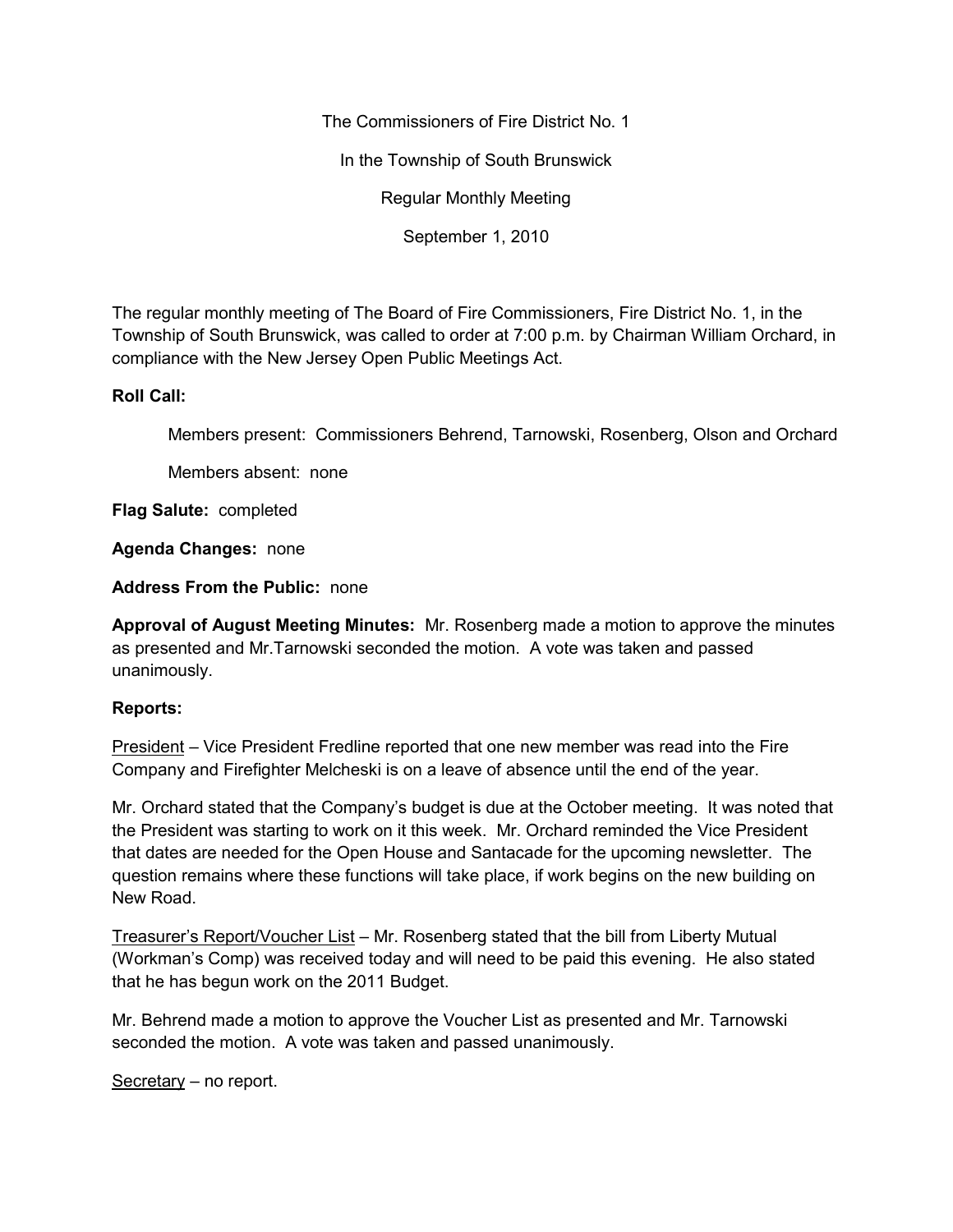The Commissioners of Fire District No. 1

In the Township of South Brunswick

Regular Monthly Meeting

September 1, 2010

The regular monthly meeting of The Board of Fire Commissioners, Fire District No. 1, in the Township of South Brunswick, was called to order at 7:00 p.m. by Chairman William Orchard, in compliance with the New Jersey Open Public Meetings Act.

**Roll Call:**

Members present: Commissioners Behrend, Tarnowski, Rosenberg, Olson and Orchard

Members absent: none

**Flag Salute:** completed

**Agenda Changes:** none

**Address From the Public:** none

**Approval of August Meeting Minutes:** Mr. Rosenberg made a motion to approve the minutes as presented and Mr.Tarnowski seconded the motion. A vote was taken and passed unanimously.

**Reports:**

President – Vice President Fredline reported that one new member was read into the Fire Company and Firefighter Melcheski is on a leave of absence until the end of the year.

Mr. Orchard stated that the Company's budget is due at the October meeting. It was noted that the President was starting to work on it this week. Mr. Orchard reminded the Vice President that dates are needed for the Open House and Santacade for the upcoming newsletter. The question remains where these functions will take place, if work begins on the new building on New Road.

Treasurer's Report/Voucher List – Mr. Rosenberg stated that the bill from Liberty Mutual (Workman's Comp) was received today and will need to be paid this evening. He also stated that he has begun work on the 2011 Budget.

Mr. Behrend made a motion to approve the Voucher List as presented and Mr. Tarnowski seconded the motion. A vote was taken and passed unanimously.

Secretary – no report.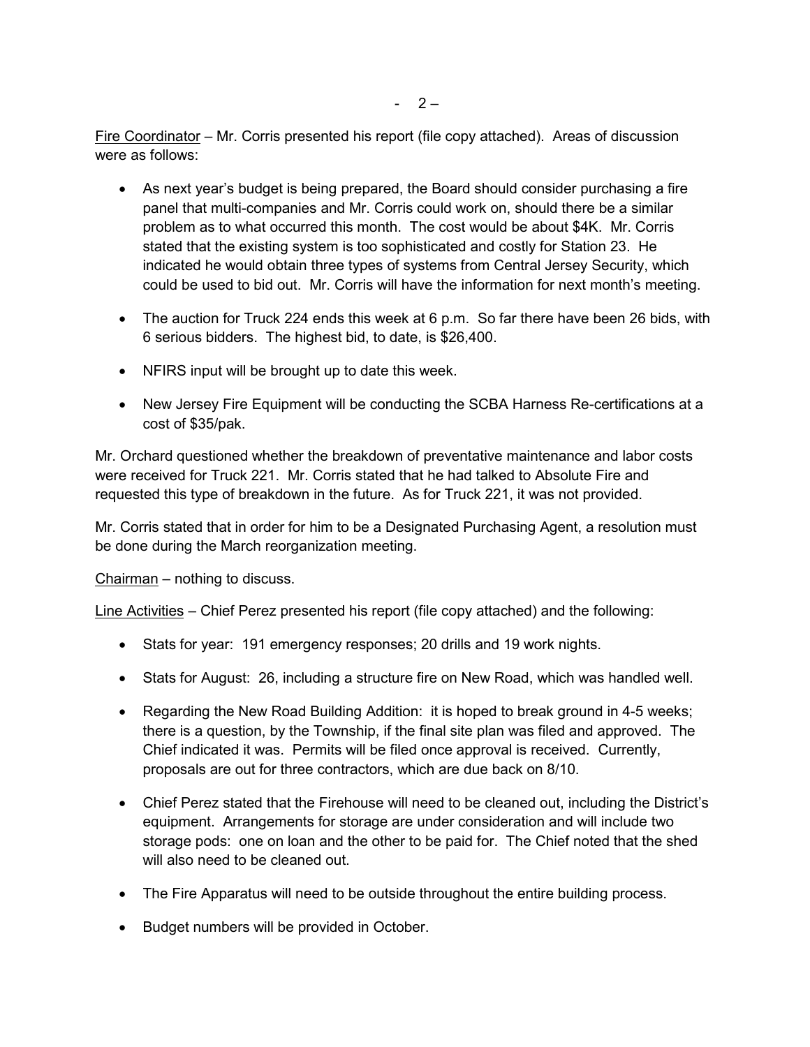Fire Coordinator – Mr. Corris presented his report (file copy attached). Areas of discussion were as follows:

- As next year's budget is being prepared, the Board should consider purchasing a fire panel that multi-companies and Mr. Corris could work on, should there be a similar problem as to what occurred this month. The cost would be about $4K. Mr. Corris stated that the existing system is too sophisticated and costly for Station 23. He indicated he would obtain three types of systems from Central Jersey Security, which could be used to bid out. Mr. Corris will have the information for next month's meeting.
- The auction for Truck 224 ends this week at 6 p.m. So far there have been 26 bids, with 6 serious bidders. The highest bid, to date, is $26,400.
- NFIRS input will be brought up to date this week.
- New Jersey Fire Equipment will be conducting the SCBA Harness Re-certifications at a cost of $35/pak.

Mr. Orchard questioned whether the breakdown of preventative maintenance and labor costs were received for Truck 221. Mr. Corris stated that he had talked to Absolute Fire and requested this type of breakdown in the future. As for Truck 221, it was not provided.

Mr. Corris stated that in order for him to be a Designated Purchasing Agent, a resolution must be done during the March reorganization meeting.

Chairman – nothing to discuss.

Line Activities – Chief Perez presented his report (file copy attached) and the following:

- Stats for year: 191 emergency responses; 20 drills and 19 work nights.
- Stats for August: 26, including a structure fire on New Road, which was handled well.
- Regarding the New Road Building Addition: it is hoped to break ground in 4-5 weeks; there is a question, by the Township, if the final site plan was filed and approved. The Chief indicated it was. Permits will be filed once approval is received. Currently, proposals are out for three contractors, which are due back on 8/10.
- Chief Perez stated that the Firehouse will need to be cleaned out, including the District's equipment. Arrangements for storage are under consideration and will include two storage pods: one on loan and the other to be paid for. The Chief noted that the shed will also need to be cleaned out.
- The Fire Apparatus will need to be outside throughout the entire building process.
- Budget numbers will be provided in October.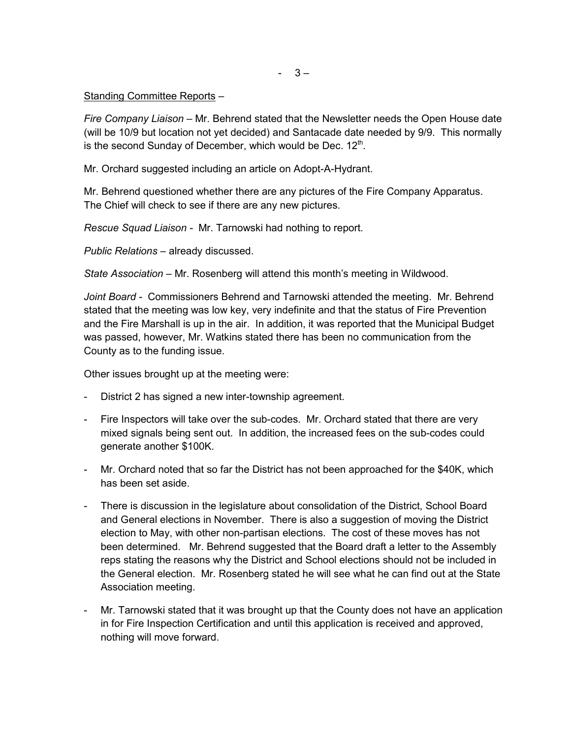Standing Committee Reports –

*Fire Company Liaison* – Mr. Behrend stated that the Newsletter needs the Open House date (will be 10/9 but location not yet decided) and Santacade date needed by 9/9. This normally is the second Sunday of December, which would be Dec. 12th.

Mr. Orchard suggested including an article on Adopt-A-Hydrant.

Mr. Behrend questioned whether there are any pictures of the Fire Company Apparatus. The Chief will check to see if there are any new pictures.

*Rescue Squad Liaison* - Mr. Tarnowski had nothing to report.

*Public Relations* – already discussed.

*State Association* – Mr. Rosenberg will attend this month's meeting in Wildwood.

*Joint Board* - Commissioners Behrend and Tarnowski attended the meeting. Mr. Behrend stated that the meeting was low key, very indefinite and that the status of Fire Prevention and the Fire Marshall is up in the air. In addition, it was reported that the Municipal Budget was passed, however, Mr. Watkins stated there has been no communication from the County as to the funding issue.

Other issues brought up at the meeting were:

- District 2 has signed a new inter-township agreement.
- Fire Inspectors will take over the sub-codes. Mr. Orchard stated that there are very mixed signals being sent out. In addition, the increased fees on the sub-codes could generate another $100K.
- Mr. Orchard noted that so far the District has not been approached for the $40K, which has been set aside.
- There is discussion in the legislature about consolidation of the District, School Board and General elections in November. There is also a suggestion of moving the District election to May, with other non-partisan elections. The cost of these moves has not been determined. Mr. Behrend suggested that the Board draft a letter to the Assembly reps stating the reasons why the District and School elections should not be included in the General election. Mr. Rosenberg stated he will see what he can find out at the State Association meeting.
- Mr. Tarnowski stated that it was brought up that the County does not have an application in for Fire Inspection Certification and until this application is received and approved, nothing will move forward.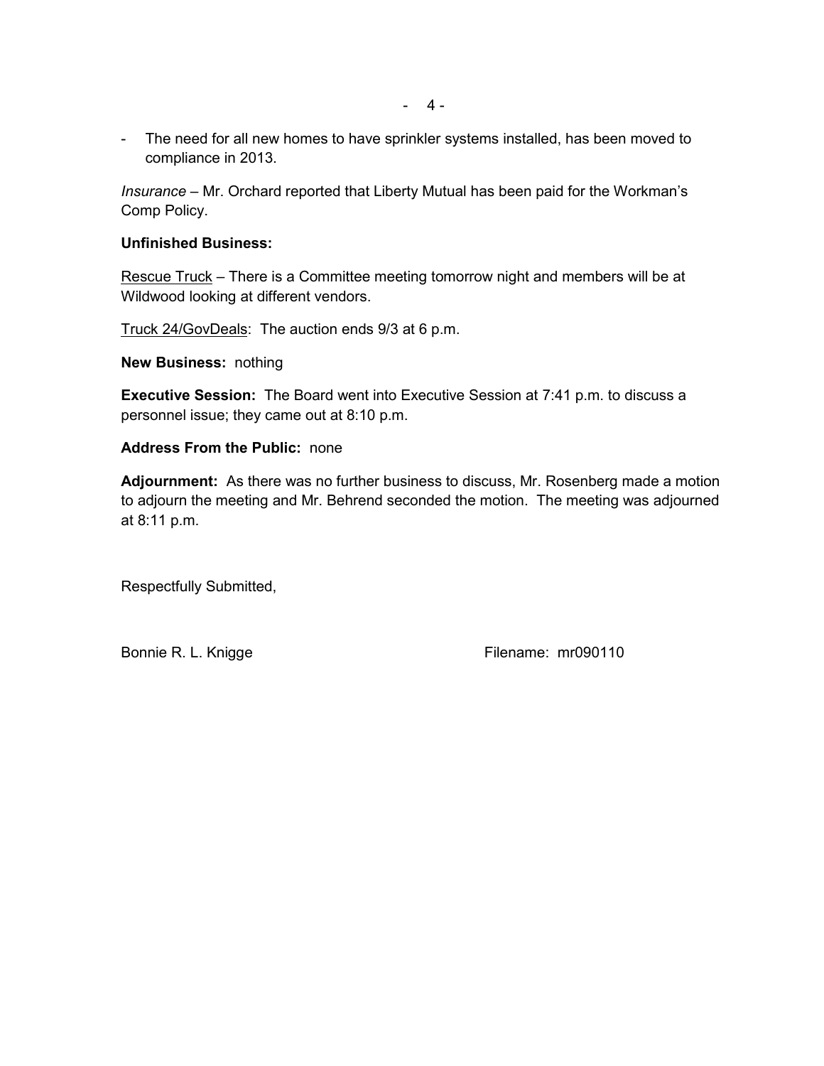- The need for all new homes to have sprinkler systems installed, has been moved to compliance in 2013.

*Insurance* – Mr. Orchard reported that Liberty Mutual has been paid for the Workman's Comp Policy.

**Unfinished Business:**

<u>Rescue Truck</u> – There is a Committee meeting tomorrow night and members will be at Wildwood looking at different vendors.

<u>Truck 24/GovDeals</u>: The auction ends 9/3 at 6 p.m.

**New Business:** nothing

**Executive Session:** The Board went into Executive Session at 7:41 p.m. to discuss a personnel issue; they came out at 8:10 p.m.

**Address From the Public:** none

**Adjournment:** As there was no further business to discuss, Mr. Rosenberg made a motion to adjourn the meeting and Mr. Behrend seconded the motion. The meeting was adjourned at 8:11 p.m.

Respectfully Submitted,

Bonnie R. L. Knigge

Filename: mr090110